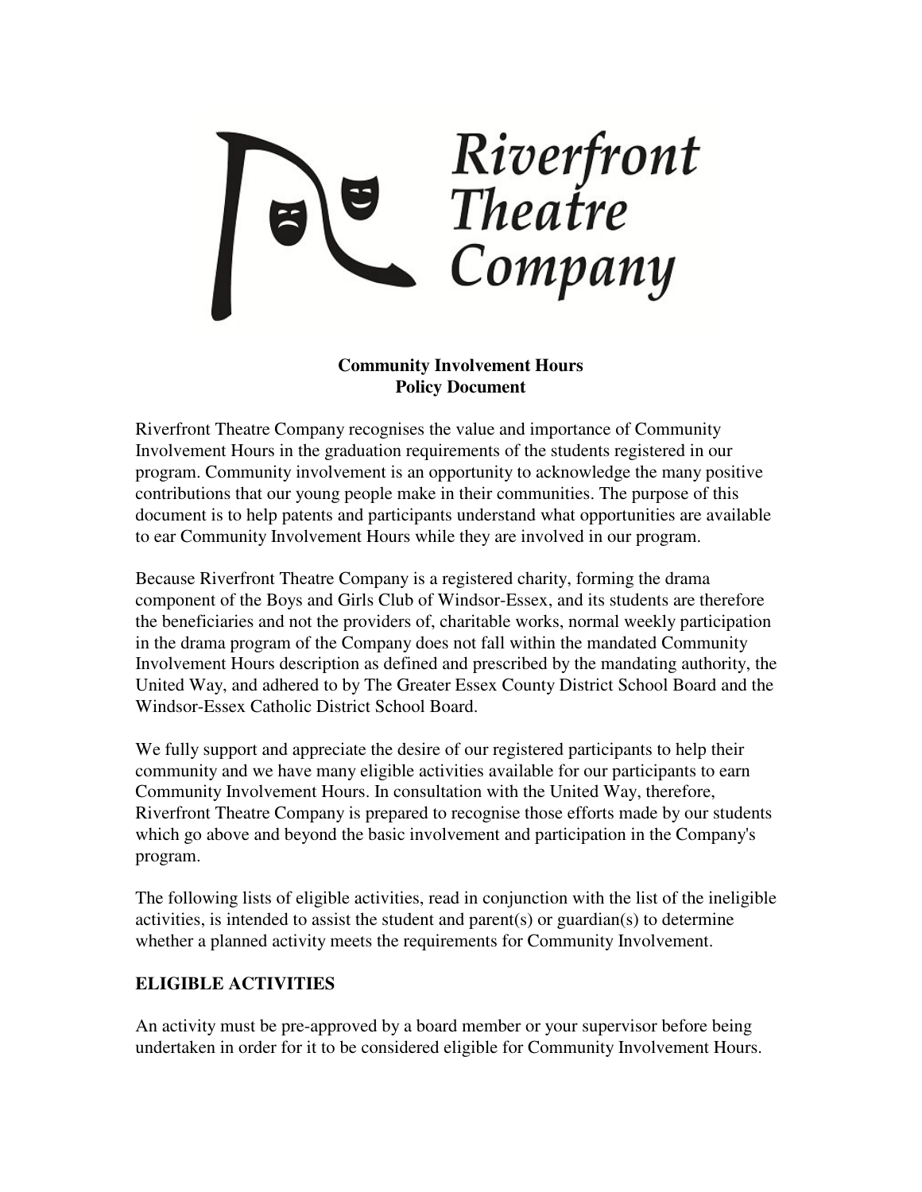Riverfront Theatre Company

**Community Involvement Hours**
**Policy Document**

Riverfront Theatre Company recognises the value and importance of Community Involvement Hours in the graduation requirements of the students registered in our program. Community involvement is an opportunity to acknowledge the many positive contributions that our young people make in their communities. The purpose of this document is to help patents and participants understand what opportunities are available to ear Community Involvement Hours while they are involved in our program.

Because Riverfront Theatre Company is a registered charity, forming the drama component of the Boys and Girls Club of Windsor-Essex, and its students are therefore the beneficiaries and not the providers of, charitable works, normal weekly participation in the drama program of the Company does not fall within the mandated Community Involvement Hours description as defined and prescribed by the mandating authority, the United Way, and adhered to by The Greater Essex County District School Board and the Windsor-Essex Catholic District School Board.

We fully support and appreciate the desire of our registered participants to help their community and we have many eligible activities available for our participants to earn Community Involvement Hours. In consultation with the United Way, therefore, Riverfront Theatre Company is prepared to recognise those efforts made by our students which go above and beyond the basic involvement and participation in the Company's program.

The following lists of eligible activities, read in conjunction with the list of the ineligible activities, is intended to assist the student and parent(s) or guardian(s) to determine whether a planned activity meets the requirements for Community Involvement.

## ELIGIBLE ACTIVITIES

An activity must be pre-approved by a board member or your supervisor before being undertaken in order for it to be considered eligible for Community Involvement Hours.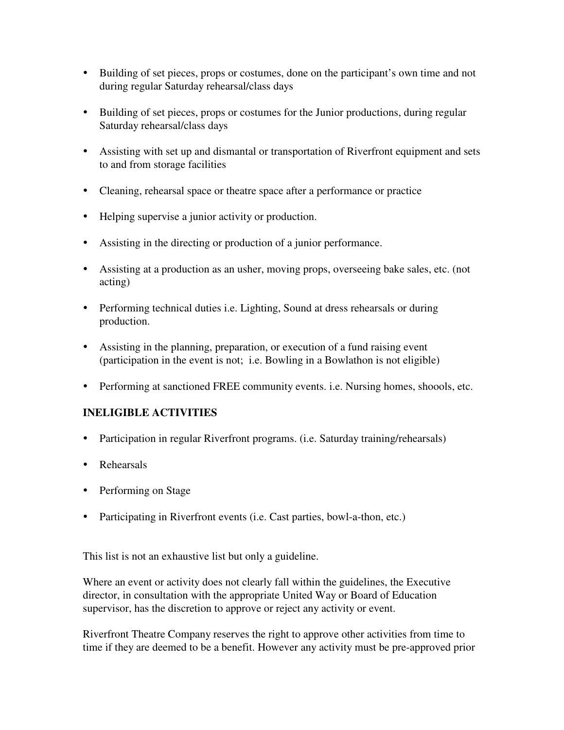- Building of set pieces, props or costumes, done on the participant's own time and not during regular Saturday rehearsal/class days

- Building of set pieces, props or costumes for the Junior productions, during regular Saturday rehearsal/class days

- Assisting with set up and dismantal or transportation of Riverfront equipment and sets to and from storage facilities

- Cleaning, rehearsal space or theatre space after a performance or practice

- Helping supervise a junior activity or production.

- Assisting in the directing or production of a junior performance.

- Assisting at a production as an usher, moving props, overseeing bake sales, etc. (not acting)

- Performing technical duties i.e. Lighting, Sound at dress rehearsals or during production.

- Assisting in the planning, preparation, or execution of a fund raising event (participation in the event is not; i.e. Bowling in a Bowlathon is not eligible)

- Performing at sanctioned FREE community events. i.e. Nursing homes, shoools, etc.

**INELIGIBLE ACTIVITIES**

- Participation in regular Riverfront programs. (i.e. Saturday training/rehearsals)

- Rehearsals

- Performing on Stage

- Participating in Riverfront events (i.e. Cast parties, bowl-a-thon, etc.)

This list is not an exhaustive list but only a guideline.

Where an event or activity does not clearly fall within the guidelines, the Executive director, in consultation with the appropriate United Way or Board of Education supervisor, has the discretion to approve or reject any activity or event.

Riverfront Theatre Company reserves the right to approve other activities from time to time if they are deemed to be a benefit. However any activity must be pre-approved prior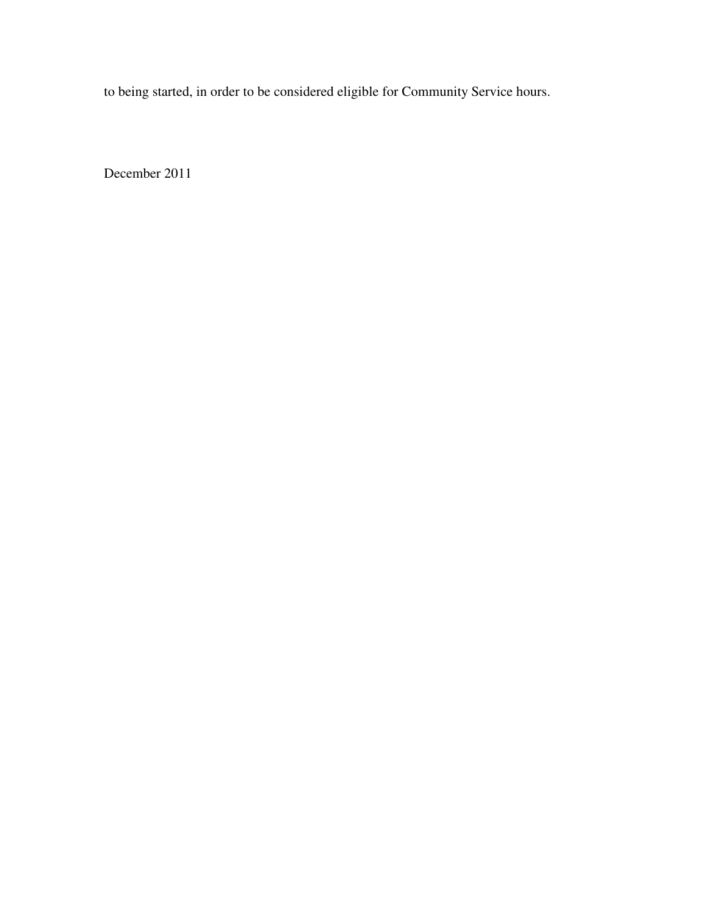to being started, in order to be considered eligible for Community Service hours.

December 2011